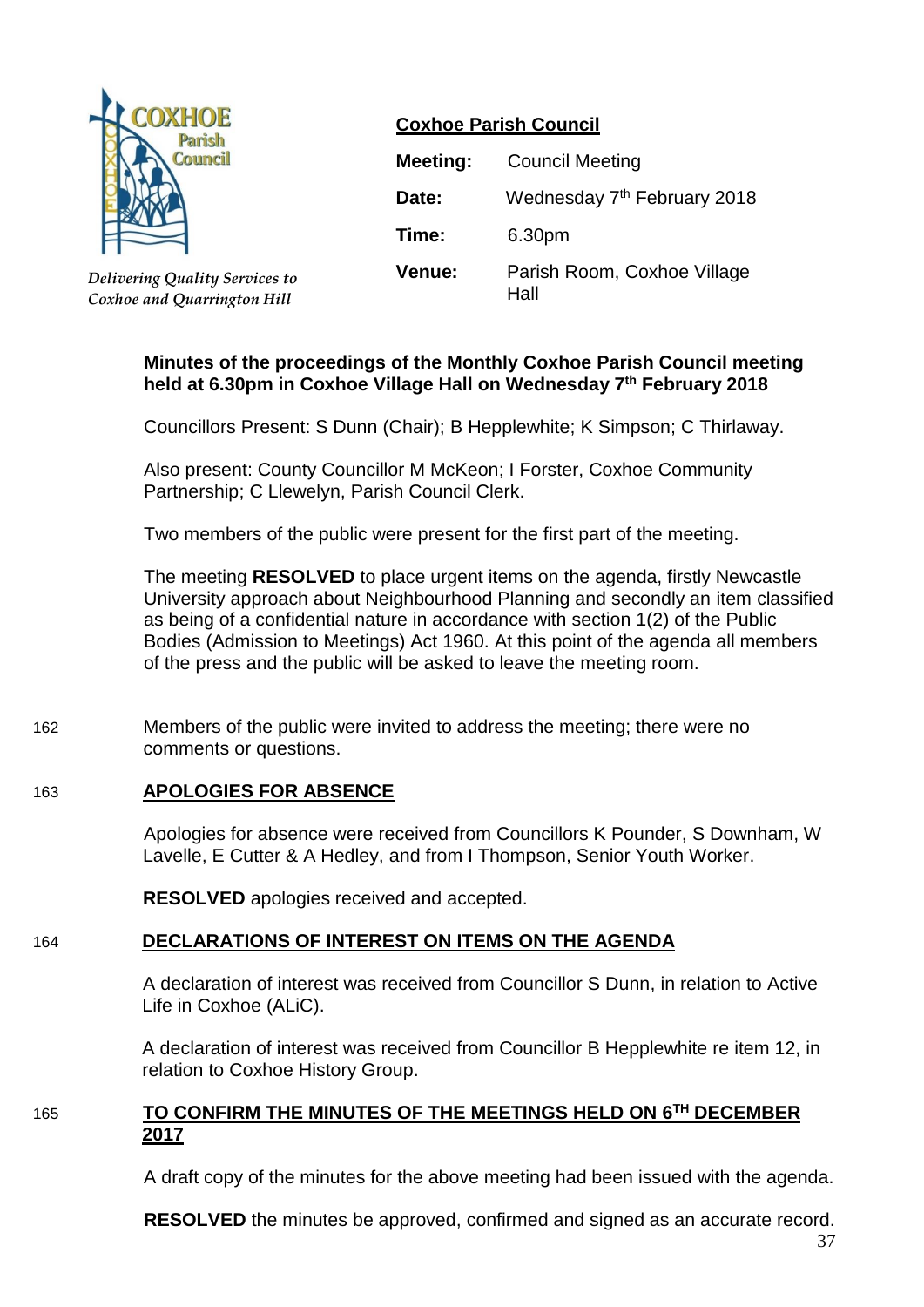**Coxhoe Parish Council**

*Delivering Quality Services to Coxhoe and Quarrington Hill*

| | |
|---|---|
| **Meeting:** | Council Meeting |
| **Date:** | Wednesday 7th February 2018 |
| **Time:** | 6.30pm |
| **Venue:** | Parish Room, Coxhoe Village Hall |

**Minutes of the proceedings of the Monthly Coxhoe Parish Council meeting held at 6.30pm in Coxhoe Village Hall on Wednesday 7th February 2018**

Councillors Present: S Dunn (Chair); B Hepplewhite; K Simpson; C Thirlaway.

Also present: County Councillor M McKeon; I Forster, Coxhoe Community Partnership; C Llewelyn, Parish Council Clerk.

Two members of the public were present for the first part of the meeting.

The meeting **RESOLVED** to place urgent items on the agenda, firstly Newcastle University approach about Neighbourhood Planning and secondly an item classified as being of a confidential nature in accordance with section 1(2) of the Public Bodies (Admission to Meetings) Act 1960. At this point of the agenda all members of the press and the public will be asked to leave the meeting room.

162 Members of the public were invited to address the meeting; there were no comments or questions.

163 **APOLOGIES FOR ABSENCE**

Apologies for absence were received from Councillors K Pounder, S Downham, W Lavelle, E Cutter & A Hedley, and from I Thompson, Senior Youth Worker.

**RESOLVED** apologies received and accepted.

164 **DECLARATIONS OF INTEREST ON ITEMS ON THE AGENDA**

A declaration of interest was received from Councillor S Dunn, in relation to Active Life in Coxhoe (ALiC).

A declaration of interest was received from Councillor B Hepplewhite re item 12, in relation to Coxhoe History Group.

165 **TO CONFIRM THE MINUTES OF THE MEETINGS HELD ON 6TH DECEMBER 2017**

A draft copy of the minutes for the above meeting had been issued with the agenda.

**RESOLVED** the minutes be approved, confirmed and signed as an accurate record.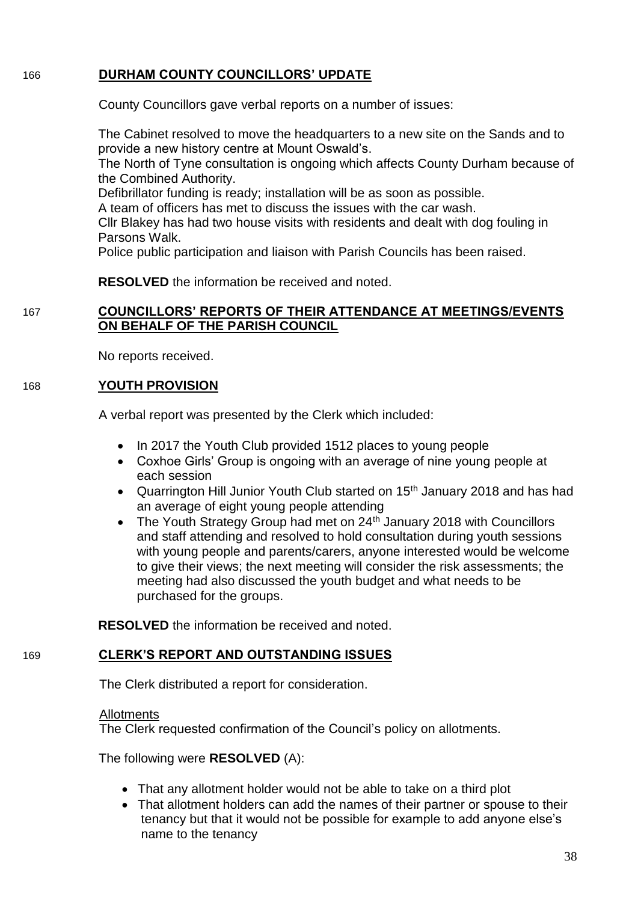## 166 DURHAM COUNTY COUNCILLORS' UPDATE

County Councillors gave verbal reports on a number of issues:

The Cabinet resolved to move the headquarters to a new site on the Sands and to provide a new history centre at Mount Oswald's.
The North of Tyne consultation is ongoing which affects County Durham because of the Combined Authority.
Defibrillator funding is ready; installation will be as soon as possible.
A team of officers has met to discuss the issues with the car wash.
Cllr Blakey has had two house visits with residents and dealt with dog fouling in Parsons Walk.
Police public participation and liaison with Parish Councils has been raised.

**RESOLVED** the information be received and noted.

## 167 COUNCILLORS' REPORTS OF THEIR ATTENDANCE AT MEETINGS/EVENTS ON BEHALF OF THE PARISH COUNCIL

No reports received.

## 168 YOUTH PROVISION

A verbal report was presented by the Clerk which included:

- In 2017 the Youth Club provided 1512 places to young people
- Coxhoe Girls' Group is ongoing with an average of nine young people at each session
- Quarrington Hill Junior Youth Club started on 15th January 2018 and has had an average of eight young people attending
- The Youth Strategy Group had met on 24th January 2018 with Councillors and staff attending and resolved to hold consultation during youth sessions with young people and parents/carers, anyone interested would be welcome to give their views; the next meeting will consider the risk assessments; the meeting had also discussed the youth budget and what needs to be purchased for the groups.

**RESOLVED** the information be received and noted.

## 169 CLERK'S REPORT AND OUTSTANDING ISSUES

The Clerk distributed a report for consideration.

Allotments
The Clerk requested confirmation of the Council's policy on allotments.

The following were **RESOLVED** (A):

- That any allotment holder would not be able to take on a third plot
- That allotment holders can add the names of their partner or spouse to their tenancy but that it would not be possible for example to add anyone else's name to the tenancy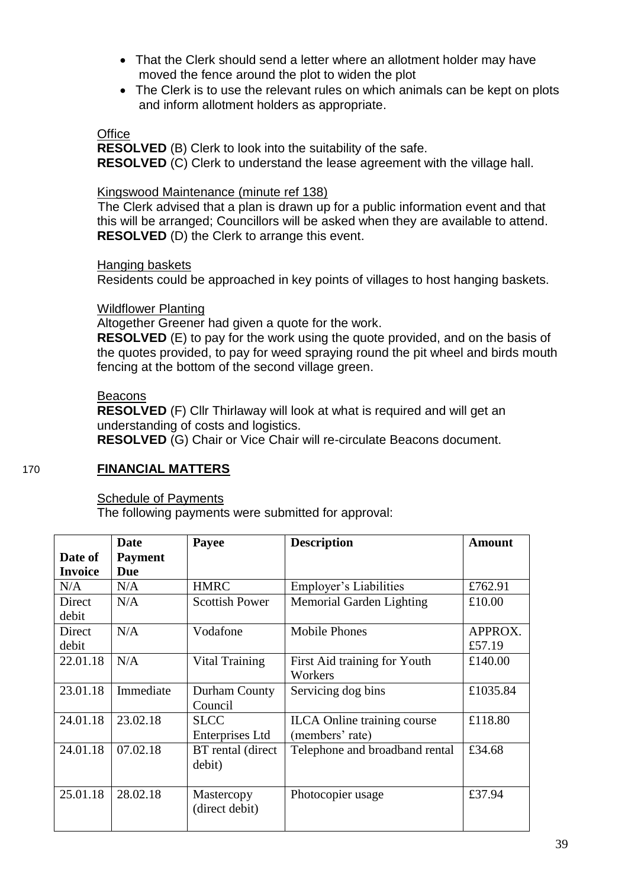- That the Clerk should send a letter where an allotment holder may have moved the fence around the plot to widen the plot
- The Clerk is to use the relevant rules on which animals can be kept on plots and inform allotment holders as appropriate.

Office

**RESOLVED** (B) Clerk to look into the suitability of the safe.
**RESOLVED** (C) Clerk to understand the lease agreement with the village hall.

Kingswood Maintenance (minute ref 138)

The Clerk advised that a plan is drawn up for a public information event and that this will be arranged; Councillors will be asked when they are available to attend.
**RESOLVED** (D) the Clerk to arrange this event.

Hanging baskets

Residents could be approached in key points of villages to host hanging baskets.

Wildflower Planting

Altogether Greener had given a quote for the work.
**RESOLVED** (E) to pay for the work using the quote provided, and on the basis of the quotes provided, to pay for weed spraying round the pit wheel and birds mouth fencing at the bottom of the second village green.

Beacons

**RESOLVED** (F) Cllr Thirlaway will look at what is required and will get an understanding of costs and logistics.
**RESOLVED** (G) Chair or Vice Chair will re-circulate Beacons document.

170 **FINANCIAL MATTERS**

Schedule of Payments

The following payments were submitted for approval:

| Date of Invoice | Date Payment Due | Payee | Description | Amount |
|---|---|---|---|---|
| N/A | N/A | HMRC | Employer's Liabilities | £762.91 |
| Direct debit | N/A | Scottish Power | Memorial Garden Lighting | £10.00 |
| Direct debit | N/A | Vodafone | Mobile Phones | APPROX. £57.19 |
| 22.01.18 | N/A | Vital Training | First Aid training for Youth Workers | £140.00 |
| 23.01.18 | Immediate | Durham County Council | Servicing dog bins | £1035.84 |
| 24.01.18 | 23.02.18 | SLCC Enterprises Ltd | ILCA Online training course (members' rate) | £118.80 |
| 24.01.18 | 07.02.18 | BT rental (direct debit) | Telephone and broadband rental | £34.68 |
| 25.01.18 | 28.02.18 | Mastercopy (direct debit) | Photocopier usage | £37.94 |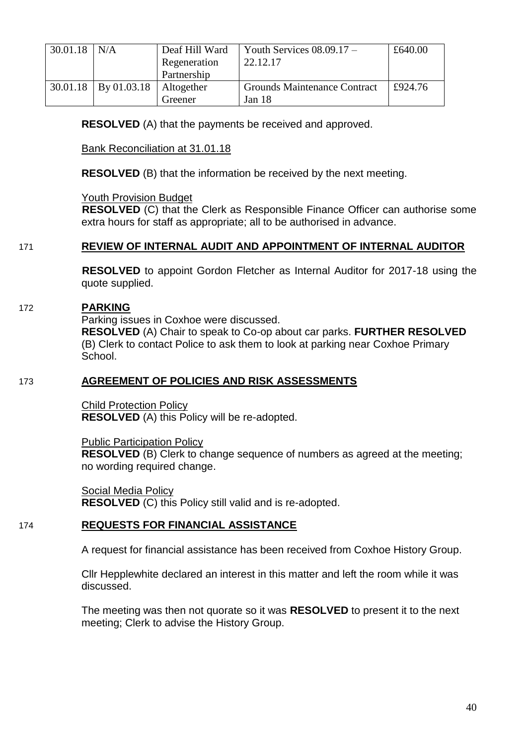| 30.01.18 | N/A | Deaf Hill Ward Regeneration Partnership | Youth Services 08.09.17 – 22.12.17 | £640.00 |
|---|---|---|---|---|
| 30.01.18 | By 01.03.18 | Altogether Greener | Grounds Maintenance Contract Jan 18 | £924.76 |

**RESOLVED** (A) that the payments be received and approved.

Bank Reconciliation at 31.01.18

**RESOLVED** (B) that the information be received by the next meeting.

Youth Provision Budget

**RESOLVED** (C) that the Clerk as Responsible Finance Officer can authorise some extra hours for staff as appropriate; all to be authorised in advance.

171 **REVIEW OF INTERNAL AUDIT AND APPOINTMENT OF INTERNAL AUDITOR**

**RESOLVED** to appoint Gordon Fletcher as Internal Auditor for 2017-18 using the quote supplied.

172 **PARKING**

Parking issues in Coxhoe were discussed.

**RESOLVED** (A) Chair to speak to Co-op about car parks. **FURTHER RESOLVED** (B) Clerk to contact Police to ask them to look at parking near Coxhoe Primary School.

173 **AGREEMENT OF POLICIES AND RISK ASSESSMENTS**

Child Protection Policy

**RESOLVED** (A) this Policy will be re-adopted.

Public Participation Policy

**RESOLVED** (B) Clerk to change sequence of numbers as agreed at the meeting; no wording required change.

Social Media Policy

**RESOLVED** (C) this Policy still valid and is re-adopted.

174 **REQUESTS FOR FINANCIAL ASSISTANCE**

A request for financial assistance has been received from Coxhoe History Group.

Cllr Hepplewhite declared an interest in this matter and left the room while it was discussed.

The meeting was then not quorate so it was **RESOLVED** to present it to the next meeting; Clerk to advise the History Group.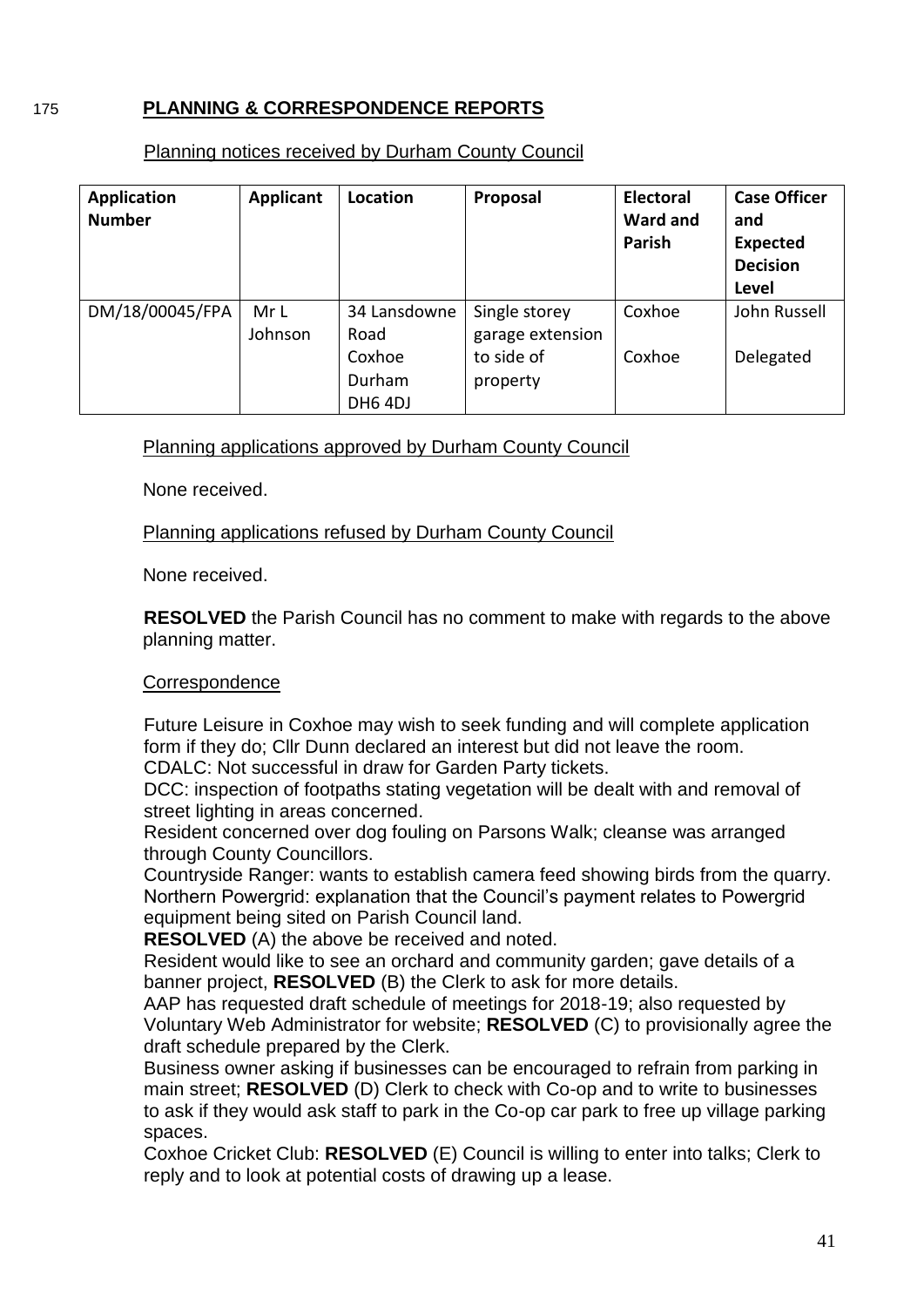## 175 **PLANNING & CORRESPONDENCE REPORTS**

Planning notices received by Durham County Council

| Application Number | Applicant | Location | Proposal | Electoral Ward and Parish | Case Officer and Expected Decision Level |
|---|---|---|---|---|---|
| DM/18/00045/FPA | Mr L Johnson | 34 Lansdowne Road Coxhoe Durham DH6 4DJ | Single storey garage extension to side of property | Coxhoe<br>Coxhoe | John Russell<br>Delegated |

Planning applications approved by Durham County Council

None received.

Planning applications refused by Durham County Council

None received.

**RESOLVED** the Parish Council has no comment to make with regards to the above planning matter.

Correspondence

Future Leisure in Coxhoe may wish to seek funding and will complete application form if they do; Cllr Dunn declared an interest but did not leave the room.
CDALC: Not successful in draw for Garden Party tickets.
DCC: inspection of footpaths stating vegetation will be dealt with and removal of street lighting in areas concerned.
Resident concerned over dog fouling on Parsons Walk; cleanse was arranged through County Councillors.
Countryside Ranger: wants to establish camera feed showing birds from the quarry.
Northern Powergrid: explanation that the Council's payment relates to Powergrid equipment being sited on Parish Council land.
**RESOLVED** (A) the above be received and noted.
Resident would like to see an orchard and community garden; gave details of a banner project, **RESOLVED** (B) the Clerk to ask for more details.
AAP has requested draft schedule of meetings for 2018-19; also requested by Voluntary Web Administrator for website; **RESOLVED** (C) to provisionally agree the draft schedule prepared by the Clerk.
Business owner asking if businesses can be encouraged to refrain from parking in main street; **RESOLVED** (D) Clerk to check with Co-op and to write to businesses to ask if they would ask staff to park in the Co-op car park to free up village parking spaces.
Coxhoe Cricket Club: **RESOLVED** (E) Council is willing to enter into talks; Clerk to reply and to look at potential costs of drawing up a lease.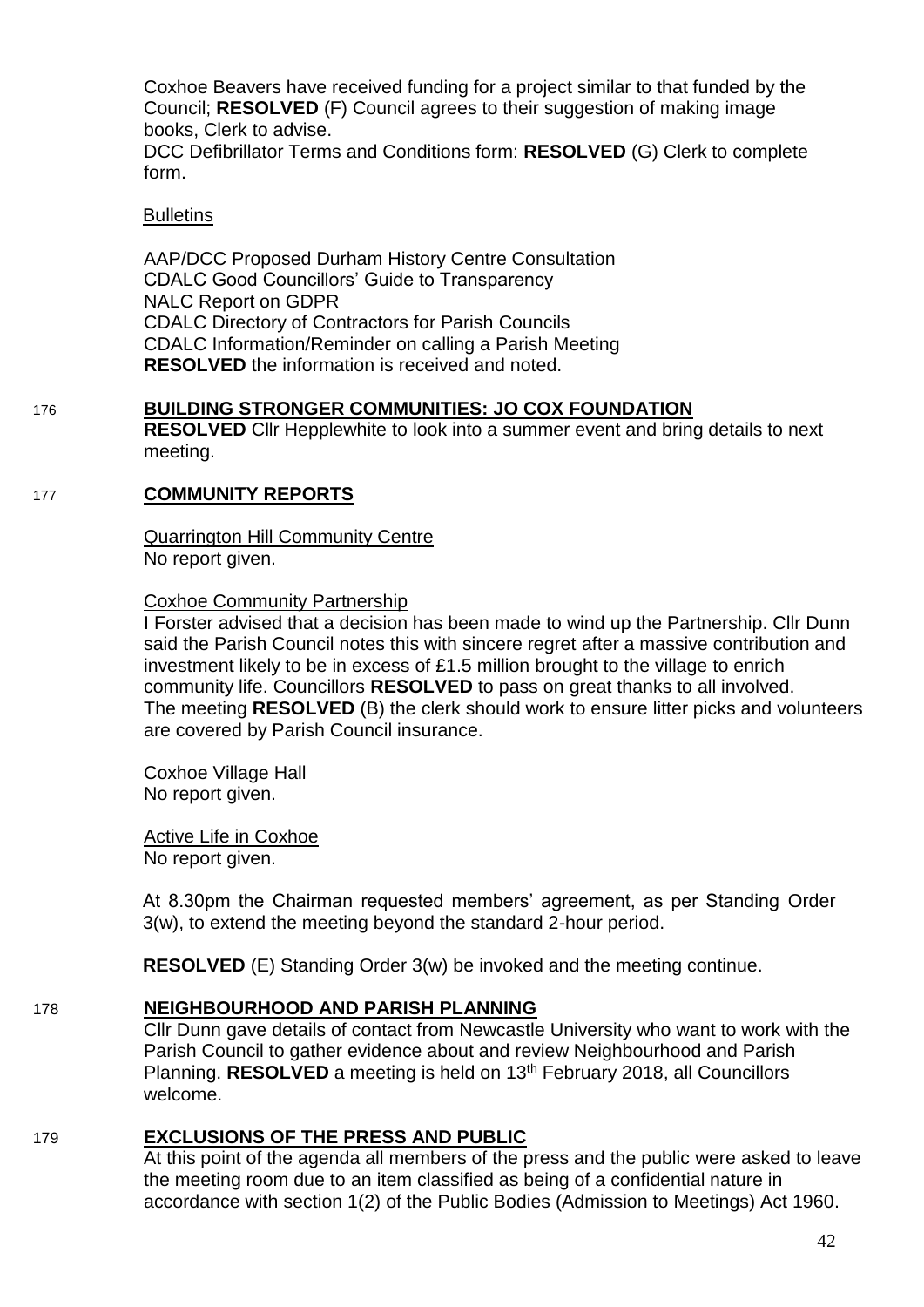Coxhoe Beavers have received funding for a project similar to that funded by the Council; **RESOLVED** (F) Council agrees to their suggestion of making image books, Clerk to advise.
DCC Defibrillator Terms and Conditions form: **RESOLVED** (G) Clerk to complete form.

Bulletins

AAP/DCC Proposed Durham History Centre Consultation
CDALC Good Councillors' Guide to Transparency
NALC Report on GDPR
CDALC Directory of Contractors for Parish Councils
CDALC Information/Reminder on calling a Parish Meeting
**RESOLVED** the information is received and noted.

176 **BUILDING STRONGER COMMUNITIES: JO COX FOUNDATION**

**RESOLVED** Cllr Hepplewhite to look into a summer event and bring details to next meeting.

177 **COMMUNITY REPORTS**

Quarrington Hill Community Centre
No report given.

Coxhoe Community Partnership
I Forster advised that a decision has been made to wind up the Partnership. Cllr Dunn said the Parish Council notes this with sincere regret after a massive contribution and investment likely to be in excess of £1.5 million brought to the village to enrich community life. Councillors **RESOLVED** to pass on great thanks to all involved. The meeting **RESOLVED** (B) the clerk should work to ensure litter picks and volunteers are covered by Parish Council insurance.

Coxhoe Village Hall
No report given.

Active Life in Coxhoe
No report given.

At 8.30pm the Chairman requested members' agreement, as per Standing Order 3(w), to extend the meeting beyond the standard 2-hour period.

**RESOLVED** (E) Standing Order 3(w) be invoked and the meeting continue.

178 **NEIGHBOURHOOD AND PARISH PLANNING**

Cllr Dunn gave details of contact from Newcastle University who want to work with the Parish Council to gather evidence about and review Neighbourhood and Parish Planning. **RESOLVED** a meeting is held on 13th February 2018, all Councillors welcome.

179 **EXCLUSIONS OF THE PRESS AND PUBLIC**

At this point of the agenda all members of the press and the public were asked to leave the meeting room due to an item classified as being of a confidential nature in accordance with section 1(2) of the Public Bodies (Admission to Meetings) Act 1960.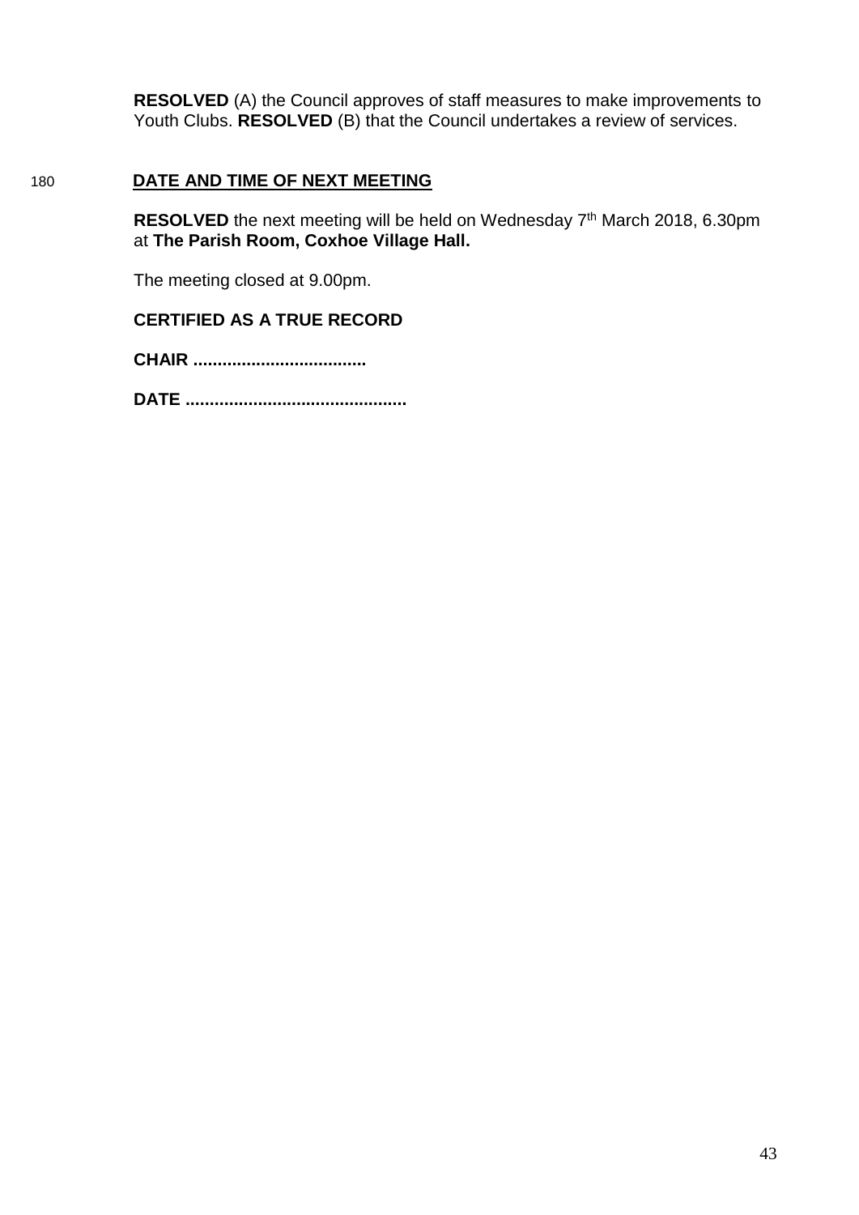**RESOLVED** (A) the Council approves of staff measures to make improvements to Youth Clubs. **RESOLVED** (B) that the Council undertakes a review of services.

## 180 DATE AND TIME OF NEXT MEETING

**RESOLVED** the next meeting will be held on Wednesday 7th March 2018, 6.30pm at **The Parish Room, Coxhoe Village Hall.**

The meeting closed at 9.00pm.

**CERTIFIED AS A TRUE RECORD**

**CHAIR ....................................**

**DATE ..............................................**